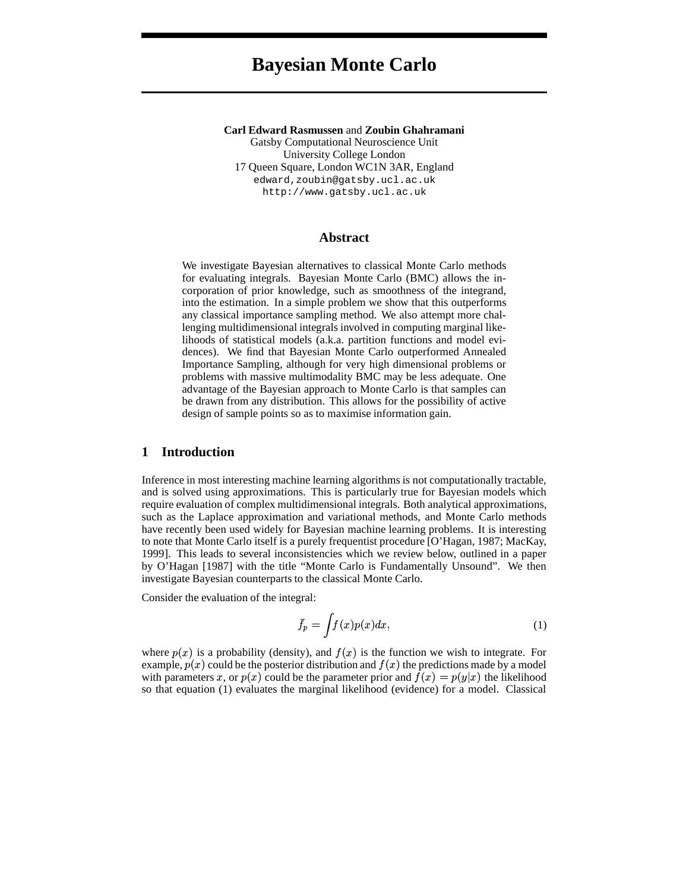# Bayesian Monte Carlo

**Carl Edward Rasmussen** and **Zoubin Ghahramani**
Gatsby Computational Neuroscience Unit
University College London
17 Queen Square, London WC1N 3AR, England
edward,zoubin@gatsby.ucl.ac.uk
http://www.gatsby.ucl.ac.uk

## Abstract

We investigate Bayesian alternatives to classical Monte Carlo methods for evaluating integrals. Bayesian Monte Carlo (BMC) allows the incorporation of prior knowledge, such as smoothness of the integrand, into the estimation. In a simple problem we show that this outperforms any classical importance sampling method. We also attempt more challenging multidimensional integrals involved in computing marginal likelihoods of statistical models (a.k.a. partition functions and model evidences). We find that Bayesian Monte Carlo outperformed Annealed Importance Sampling, although for very high dimensional problems or problems with massive multimodality BMC may be less adequate. One advantage of the Bayesian approach to Monte Carlo is that samples can be drawn from any distribution. This allows for the possibility of active design of sample points so as to maximise information gain.

## 1 Introduction

Inference in most interesting machine learning algorithms is not computationally tractable, and is solved using approximations. This is particularly true for Bayesian models which require evaluation of complex multidimensional integrals. Both analytical approximations, such as the Laplace approximation and variational methods, and Monte Carlo methods have recently been used widely for Bayesian machine learning problems. It is interesting to note that Monte Carlo itself is a purely frequentist procedure [O'Hagan, 1987; MacKay, 1999]. This leads to several inconsistencies which we review below, outlined in a paper by O'Hagan [1987] with the title "Monte Carlo is Fundamentally Unsound". We then investigate Bayesian counterparts to the classical Monte Carlo.

Consider the evaluation of the integral:

$$\bar{f}_p = \int f(x)p(x)dx, \tag{1}$$

where $p(x)$ is a probability (density), and $f(x)$ is the function we wish to integrate. For example, $p(x)$ could be the posterior distribution and $f(x)$ the predictions made by a model with parameters $x$, or $p(x)$ could be the parameter prior and $f(x) = p(y|x)$ the likelihood so that equation (1) evaluates the marginal likelihood (evidence) for a model. Classical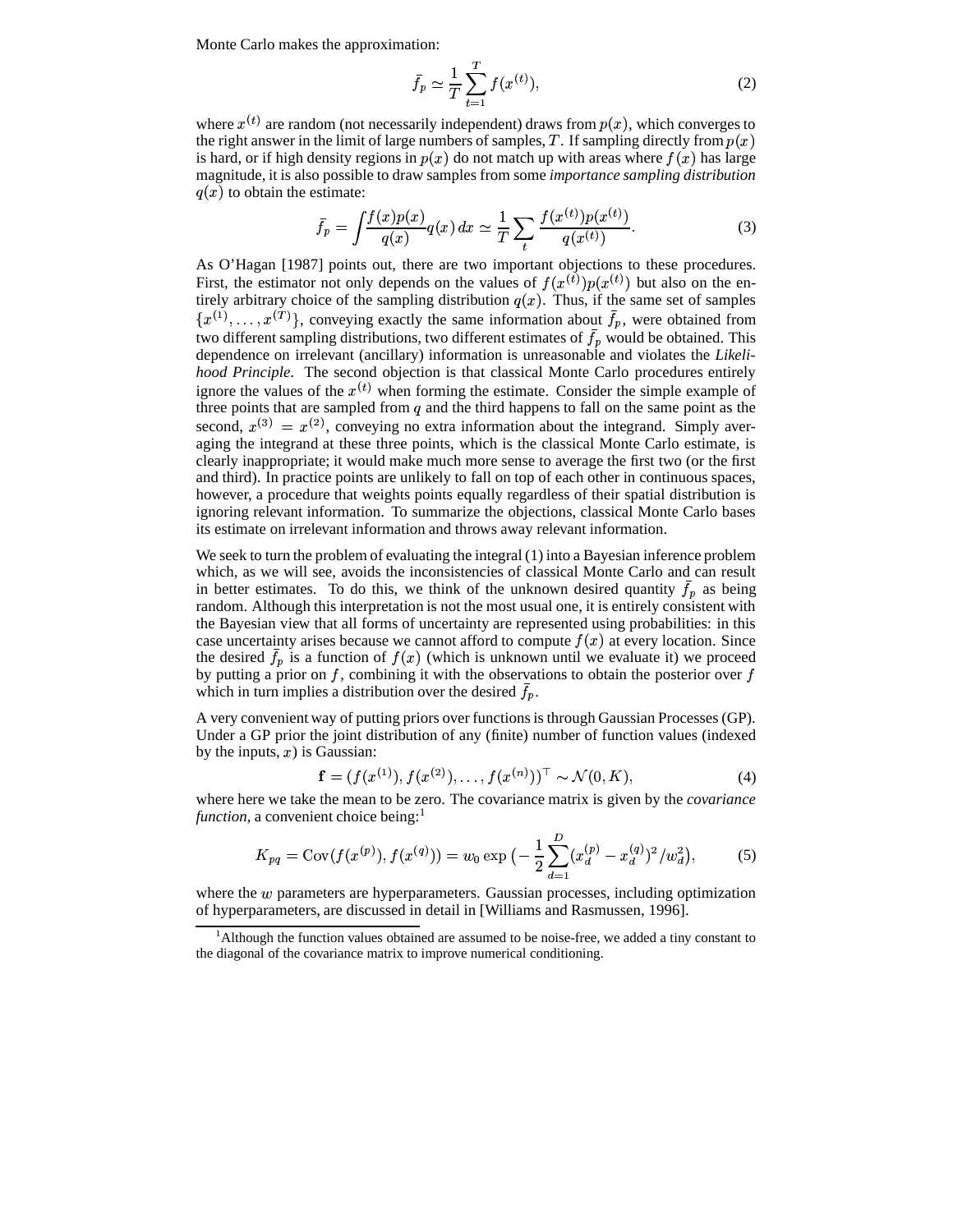Monte Carlo makes the approximation:

$$\bar{f}_p \simeq \frac{1}{T}\sum_{t=1}^{T} f(x^{(t)}), \tag{2}$$

where $x^{(t)}$ are random (not necessarily independent) draws from $p(x)$, which converges to the right answer in the limit of large numbers of samples, $T$. If sampling directly from $p(x)$ is hard, or if high density regions in $p(x)$ do not match up with areas where $f(x)$ has large magnitude, it is also possible to draw samples from some *importance sampling distribution* $q(x)$ to obtain the estimate:

$$\bar{f}_p = \int \frac{f(x)p(x)}{q(x)} q(x)\, dx \simeq \frac{1}{T}\sum_t \frac{f(x^{(t)})p(x^{(t)})}{q(x^{(t)})}. \tag{3}$$

As O'Hagan [1987] points out, there are two important objections to these procedures. First, the estimator not only depends on the values of $f(x^{(t)})p(x^{(t)})$ but also on the entirely arbitrary choice of the sampling distribution $q(x)$. Thus, if the same set of samples $\{x^{(1)}, \ldots, x^{(T)}\}$, conveying exactly the same information about $\bar{f}_p$, were obtained from two different sampling distributions, two different estimates of $\bar{f}_p$ would be obtained. This dependence on irrelevant (ancillary) information is unreasonable and violates the *Likelihood Principle*. The second objection is that classical Monte Carlo procedures entirely ignore the values of the $x^{(t)}$ when forming the estimate. Consider the simple example of three points that are sampled from $q$ and the third happens to fall on the same point as the second, $x^{(3)} = x^{(2)}$, conveying no extra information about the integrand. Simply averaging the integrand at these three points, which is the classical Monte Carlo estimate, is clearly inappropriate; it would make much more sense to average the first two (or the first and third). In practice points are unlikely to fall on top of each other in continuous spaces, however, a procedure that weights points equally regardless of their spatial distribution is ignoring relevant information. To summarize the objections, classical Monte Carlo bases its estimate on irrelevant information and throws away relevant information.

We seek to turn the problem of evaluating the integral (1) into a Bayesian inference problem which, as we will see, avoids the inconsistencies of classical Monte Carlo and can result in better estimates. To do this, we think of the unknown desired quantity $\bar{f}_p$ as being random. Although this interpretation is not the most usual one, it is entirely consistent with the Bayesian view that all forms of uncertainty are represented using probabilities: in this case uncertainty arises because we cannot afford to compute $f(x)$ at every location. Since the desired $\bar{f}_p$ is a function of $f(x)$ (which is unknown until we evaluate it) we proceed by putting a prior on $f$, combining it with the observations to obtain the posterior over $f$ which in turn implies a distribution over the desired $\bar{f}_p$.

A very convenient way of putting priors over functions is through Gaussian Processes (GP). Under a GP prior the joint distribution of any (finite) number of function values (indexed by the inputs, $x$) is Gaussian:

$$\mathbf{f} = (f(x^{(1)}), f(x^{(2)}), \ldots, f(x^{(n)}))^\top \sim \mathcal{N}(0, K), \tag{4}$$

where here we take the mean to be zero. The covariance matrix is given by the *covariance function*, a convenient choice being:[1]

$$K_{pq} = \mathrm{Cov}(f(x^{(p)}), f(x^{(q)})) = w_0 \exp\big(-\frac{1}{2}\sum_{d=1}^{D}(x_d^{(p)} - x_d^{(q)})^2/w_d^2\big), \tag{5}$$

where the $w$ parameters are hyperparameters. Gaussian processes, including optimization of hyperparameters, are discussed in detail in [Williams and Rasmussen, 1996].

[1] Although the function values obtained are assumed to be noise-free, we added a tiny constant to the diagonal of the covariance matrix to improve numerical conditioning.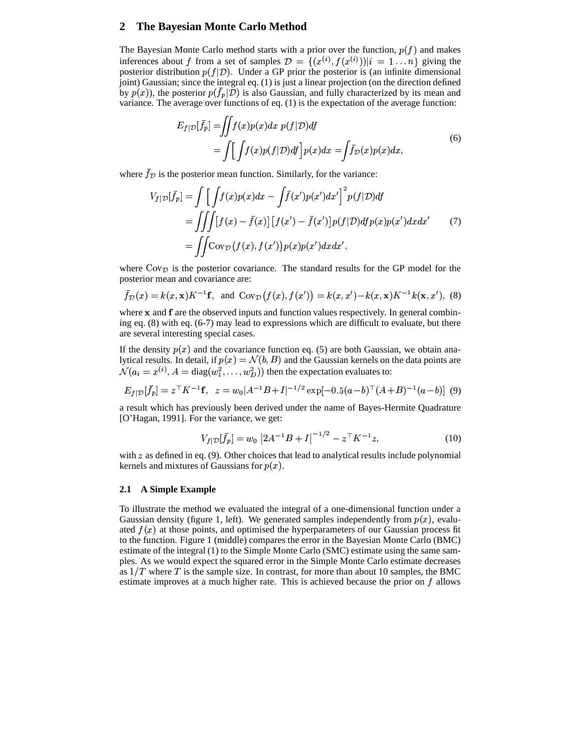## 2 The Bayesian Monte Carlo Method

The Bayesian Monte Carlo method starts with a prior over the function, $p(f)$ and makes inferences about $f$ from a set of samples $\mathcal{D} = \{(x^{(i)}, f(x^{(i)}))|i = 1 \ldots n\}$ giving the posterior distribution $p(f|\mathcal{D})$. Under a GP prior the posterior is (an infinite dimensional joint) Gaussian; since the integral eq. (1) is just a linear projection (on the direction defined by $p(x)$), the posterior $p(\bar{f}_p|\mathcal{D})$ is also Gaussian, and fully characterized by its mean and variance. The average over functions of eq. (1) is the expectation of the average function:

$$
\begin{aligned}
E_{f|\mathcal{D}}[\bar{f}_p] &= \iint f(x)p(x)dx \; p(f|\mathcal{D})df \\
&= \int \Big[ \int f(x)p(f|\mathcal{D})df \Big] p(x)dx = \int \bar{f}_{\mathcal{D}}(x)p(x)dx,
\end{aligned} \tag{6}
$$

where $\bar{f}_{\mathcal{D}}$ is the posterior mean function. Similarly, for the variance:

$$
\begin{aligned}
V_{f|\mathcal{D}}[\bar{f}_p] &= \int \Big[ \int f(x)p(x)dx - \int \bar{f}(x')p(x')dx' \Big]^2 p(f|\mathcal{D})df \\
&= \iiint \big[f(x) - \bar{f}(x)\big]\big[f(x') - \bar{f}(x')\big] p(f|\mathcal{D})df p(x)p(x')dxdx' \\
&= \iint \mathrm{Cov}_{\mathcal{D}}\big(f(x), f(x')\big) p(x)p(x')dxdx',
\end{aligned} \tag{7}
$$

where $\mathrm{Cov}_{\mathcal{D}}$ is the posterior covariance. The standard results for the GP model for the posterior mean and covariance are:

$$
\bar{f}_{\mathcal{D}}(x) = k(x, \mathbf{x})K^{-1}\mathbf{f}, \;\; \text{and} \;\; \mathrm{Cov}_{\mathcal{D}}\big(f(x), f(x')\big) = k(x, x') - k(x, \mathbf{x})K^{-1}k(\mathbf{x}, x'), \tag{8}
$$

where $\mathbf{x}$ and $\mathbf{f}$ are the observed inputs and function values respectively. In general combining eq. (8) with eq. (6-7) may lead to expressions which are difficult to evaluate, but there are several interesting special cases.

If the density $p(x)$ and the covariance function eq. (5) are both Gaussian, we obtain analytical results. In detail, if $p(x) = \mathcal{N}(b, B)$ and the Gaussian kernels on the data points are $\mathcal{N}(a_i = x^{(i)}, A = \mathrm{diag}(w_1^2, \ldots, w_D^2))$ then the expectation evaluates to:

$$
E_{f|\mathcal{D}}[\bar{f}_p] = z^\top K^{-1}\mathbf{f}, \;\; z = w_0|A^{-1}B + I|^{-1/2}\exp[-0.5(a-b)^\top(A+B)^{-1}(a-b)] \tag{9}
$$

a result which has previously been derived under the name of Bayes-Hermite Quadrature [O'Hagan, 1991]. For the variance, we get:

$$
V_{f|\mathcal{D}}[\bar{f}_p] = w_0 \left|2A^{-1}B + I\right|^{-1/2} - z^\top K^{-1}z, \tag{10}
$$

with $z$ as defined in eq. (9). Other choices that lead to analytical results include polynomial kernels and mixtures of Gaussians for $p(x)$.

### 2.1 A Simple Example

To illustrate the method we evaluated the integral of a one-dimensional function under a Gaussian density (figure 1, left). We generated samples independently from $p(x)$, evaluated $f(x)$ at those points, and optimised the hyperparameters of our Gaussian process fit to the function. Figure 1 (middle) compares the error in the Bayesian Monte Carlo (BMC) estimate of the integral (1) to the Simple Monte Carlo (SMC) estimate using the same samples. As we would expect the squared error in the Simple Monte Carlo estimate decreases as $1/T$ where $T$ is the sample size. In contrast, for more than about 10 samples, the BMC estimate improves at a much higher rate. This is achieved because the prior on $f$ allows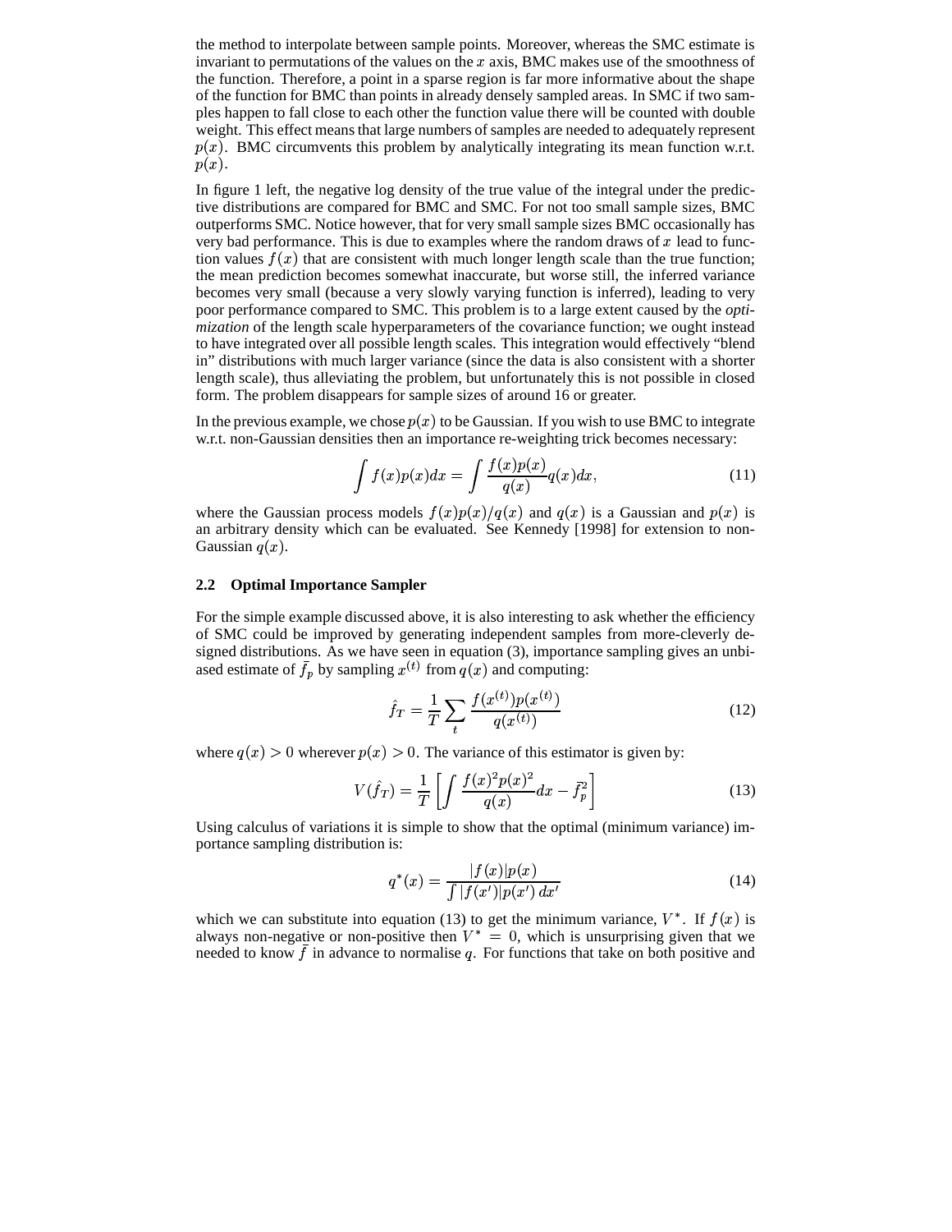the method to interpolate between sample points. Moreover, whereas the SMC estimate is invariant to permutations of the values on the $x$ axis, BMC makes use of the smoothness of the function. Therefore, a point in a sparse region is far more informative about the shape of the function for BMC than points in already densely sampled areas. In SMC if two samples happen to fall close to each other the function value there will be counted with double weight. This effect means that large numbers of samples are needed to adequately represent $p(x)$. BMC circumvents this problem by analytically integrating its mean function w.r.t. $p(x)$.

In figure 1 left, the negative log density of the true value of the integral under the predictive distributions are compared for BMC and SMC. For not too small sample sizes, BMC outperforms SMC. Notice however, that for very small sample sizes BMC occasionally has very bad performance. This is due to examples where the random draws of $x$ lead to function values $f(x)$ that are consistent with much longer length scale than the true function; the mean prediction becomes somewhat inaccurate, but worse still, the inferred variance becomes very small (because a very slowly varying function is inferred), leading to very poor performance compared to SMC. This problem is to a large extent caused by the *optimization* of the length scale hyperparameters of the covariance function; we ought instead to have integrated over all possible length scales. This integration would effectively "blend in" distributions with much larger variance (since the data is also consistent with a shorter length scale), thus alleviating the problem, but unfortunately this is not possible in closed form. The problem disappears for sample sizes of around 16 or greater.

In the previous example, we chose $p(x)$ to be Gaussian. If you wish to use BMC to integrate w.r.t. non-Gaussian densities then an importance re-weighting trick becomes necessary:

$$\int f(x)p(x)dx = \int \frac{f(x)p(x)}{q(x)}q(x)dx, \tag{11}$$

where the Gaussian process models $f(x)p(x)/q(x)$ and $q(x)$ is a Gaussian and $p(x)$ is an arbitrary density which can be evaluated. See Kennedy [1998] for extension to non-Gaussian $q(x)$.

### 2.2 Optimal Importance Sampler

For the simple example discussed above, it is also interesting to ask whether the efficiency of SMC could be improved by generating independent samples from more-cleverly designed distributions. As we have seen in equation (3), importance sampling gives an unbiased estimate of $\bar{f}_p$ by sampling $x^{(t)}$ from $q(x)$ and computing:

$$\hat{f}_T = \frac{1}{T}\sum_t \frac{f(x^{(t)})p(x^{(t)})}{q(x^{(t)})} \tag{12}$$

where $q(x) > 0$ wherever $p(x) > 0$. The variance of this estimator is given by:

$$V(\hat{f}_T) = \frac{1}{T}\left[\int \frac{f(x)^2 p(x)^2}{q(x)}dx - \bar{f}_p^2\right] \tag{13}$$

Using calculus of variations it is simple to show that the optimal (minimum variance) importance sampling distribution is:

$$q^*(x) = \frac{|f(x)|p(x)}{\int |f(x')|p(x')\,dx'} \tag{14}$$

which we can substitute into equation (13) to get the minimum variance, $V^*$. If $f(x)$ is always non-negative or non-positive then $V^* = 0$, which is unsurprising given that we needed to know $\bar{f}$ in advance to normalise $q$. For functions that take on both positive and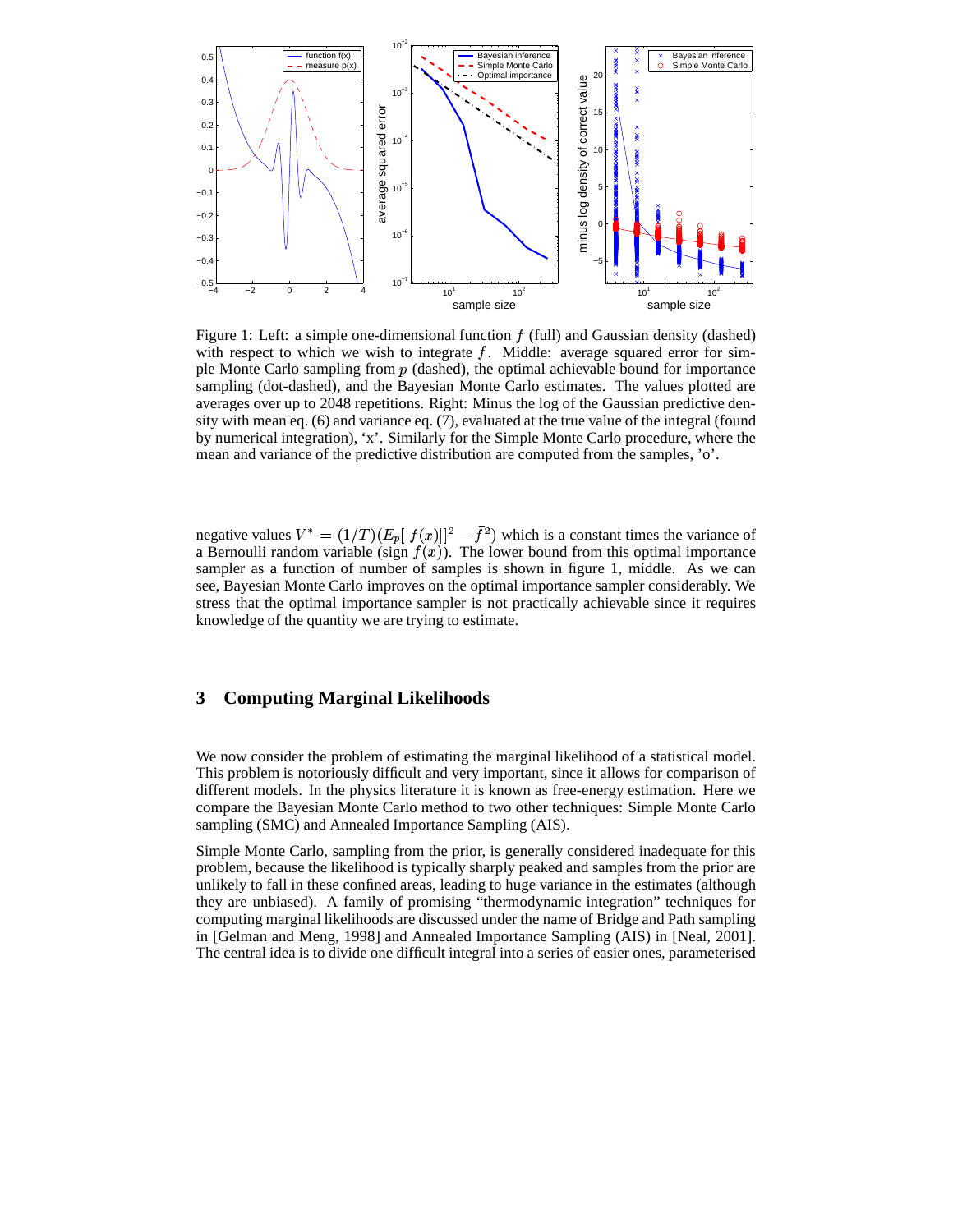Figure 1: Left: a simple one-dimensional function $f$ (full) and Gaussian density (dashed) with respect to which we wish to integrate $f$. Middle: average squared error for simple Monte Carlo sampling from $p$ (dashed), the optimal achievable bound for importance sampling (dot-dashed), and the Bayesian Monte Carlo estimates. The values plotted are averages over up to 2048 repetitions. Right: Minus the log of the Gaussian predictive density with mean eq. (6) and variance eq. (7), evaluated at the true value of the integral (found by numerical integration), 'x'. Similarly for the Simple Monte Carlo procedure, where the mean and variance of the predictive distribution are computed from the samples, 'o'.

negative values $V^* = (1/T)(E_p[|f(x)|]^2 - \bar{f}^2)$ which is a constant times the variance of a Bernoulli random variable (sign $f(x)$). The lower bound from this optimal importance sampler as a function of number of samples is shown in figure 1, middle. As we can see, Bayesian Monte Carlo improves on the optimal importance sampler considerably. We stress that the optimal importance sampler is not practically achievable since it requires knowledge of the quantity we are trying to estimate.

## 3 Computing Marginal Likelihoods

We now consider the problem of estimating the marginal likelihood of a statistical model. This problem is notoriously difficult and very important, since it allows for comparison of different models. In the physics literature it is known as free-energy estimation. Here we compare the Bayesian Monte Carlo method to two other techniques: Simple Monte Carlo sampling (SMC) and Annealed Importance Sampling (AIS).

Simple Monte Carlo, sampling from the prior, is generally considered inadequate for this problem, because the likelihood is typically sharply peaked and samples from the prior are unlikely to fall in these confined areas, leading to huge variance in the estimates (although they are unbiased). A family of promising "thermodynamic integration" techniques for computing marginal likelihoods are discussed under the name of Bridge and Path sampling in [Gelman and Meng, 1998] and Annealed Importance Sampling (AIS) in [Neal, 2001]. The central idea is to divide one difficult integral into a series of easier ones, parameterised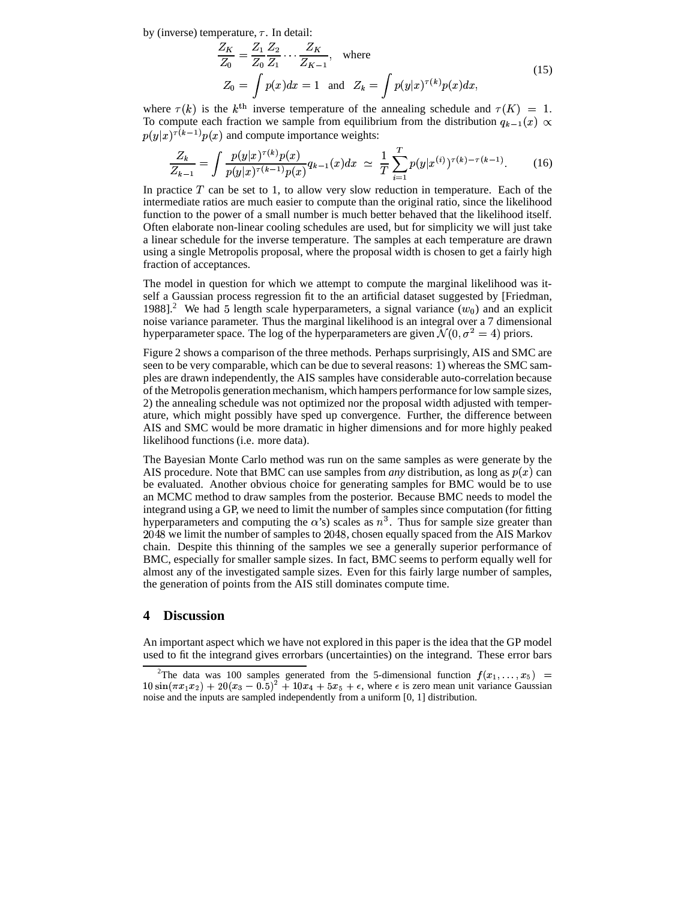by (inverse) temperature, $\tau$. In detail:

$$
\begin{aligned}
&\frac{Z_K}{Z_0} = \frac{Z_1}{Z_0}\frac{Z_2}{Z_1}\cdots\frac{Z_K}{Z_{K-1}}, \quad \text{where} \\
&Z_0 = \int p(x)dx = 1 \quad \text{and} \quad Z_k = \int p(y|x)^{\tau(k)}p(x)dx,
\end{aligned}
\tag{15}
$$

where $\tau(k)$ is the $k^{\text{th}}$ inverse temperature of the annealing schedule and $\tau(K) = 1$. To compute each fraction we sample from equilibrium from the distribution $q_{k-1}(x) \propto p(y|x)^{\tau(k-1)}p(x)$ and compute importance weights:

$$
\frac{Z_k}{Z_{k-1}} = \int \frac{p(y|x)^{\tau(k)}p(x)}{p(y|x)^{\tau(k-1)}p(x)} q_{k-1}(x)dx \;\simeq\; \frac{1}{T}\sum_{i=1}^{T} p(y|x^{(i)})^{\tau(k)-\tau(k-1)}. \tag{16}
$$

In practice $T$ can be set to 1, to allow very slow reduction in temperature. Each of the intermediate ratios are much easier to compute than the original ratio, since the likelihood function to the power of a small number is much better behaved that the likelihood itself. Often elaborate non-linear cooling schedules are used, but for simplicity we will just take a linear schedule for the inverse temperature. The samples at each temperature are drawn using a single Metropolis proposal, where the proposal width is chosen to get a fairly high fraction of acceptances.

The model in question for which we attempt to compute the marginal likelihood was itself a Gaussian process regression fit to the an artificial dataset suggested by [Friedman, 1988].[2] We had 5 length scale hyperparameters, a signal variance ($w_0$) and an explicit noise variance parameter. Thus the marginal likelihood is an integral over a 7 dimensional hyperparameter space. The log of the hyperparameters are given $\mathcal{N}(0, \sigma^2 = 4)$ priors.

Figure 2 shows a comparison of the three methods. Perhaps surprisingly, AIS and SMC are seen to be very comparable, which can be due to several reasons: 1) whereas the SMC samples are drawn independently, the AIS samples have considerable auto-correlation because of the Metropolis generation mechanism, which hampers performance for low sample sizes, 2) the annealing schedule was not optimized nor the proposal width adjusted with temperature, which might possibly have sped up convergence. Further, the difference between AIS and SMC would be more dramatic in higher dimensions and for more highly peaked likelihood functions (i.e. more data).

The Bayesian Monte Carlo method was run on the same samples as were generate by the AIS procedure. Note that BMC can use samples from *any* distribution, as long as $p(x)$ can be evaluated. Another obvious choice for generating samples for BMC would be to use an MCMC method to draw samples from the posterior. Because BMC needs to model the integrand using a GP, we need to limit the number of samples since computation (for fitting hyperparameters and computing the $\alpha$'s) scales as $n^3$. Thus for sample size greater than $2048$ we limit the number of samples to $2048$, chosen equally spaced from the AIS Markov chain. Despite this thinning of the samples we see a generally superior performance of BMC, especially for smaller sample sizes. In fact, BMC seems to perform equally well for almost any of the investigated sample sizes. Even for this fairly large number of samples, the generation of points from the AIS still dominates compute time.

## 4 Discussion

An important aspect which we have not explored in this paper is the idea that the GP model used to fit the integrand gives errorbars (uncertainties) on the integrand. These error bars

[2] The data was 100 samples generated from the 5-dimensional function $f(x_1, \ldots, x_5) = 10\sin(\pi x_1 x_2) + 20(x_3 - 0.5)^2 + 10x_4 + 5x_5 + \epsilon$, where $\epsilon$ is zero mean unit variance Gaussian noise and the inputs are sampled independently from a uniform [0, 1] distribution.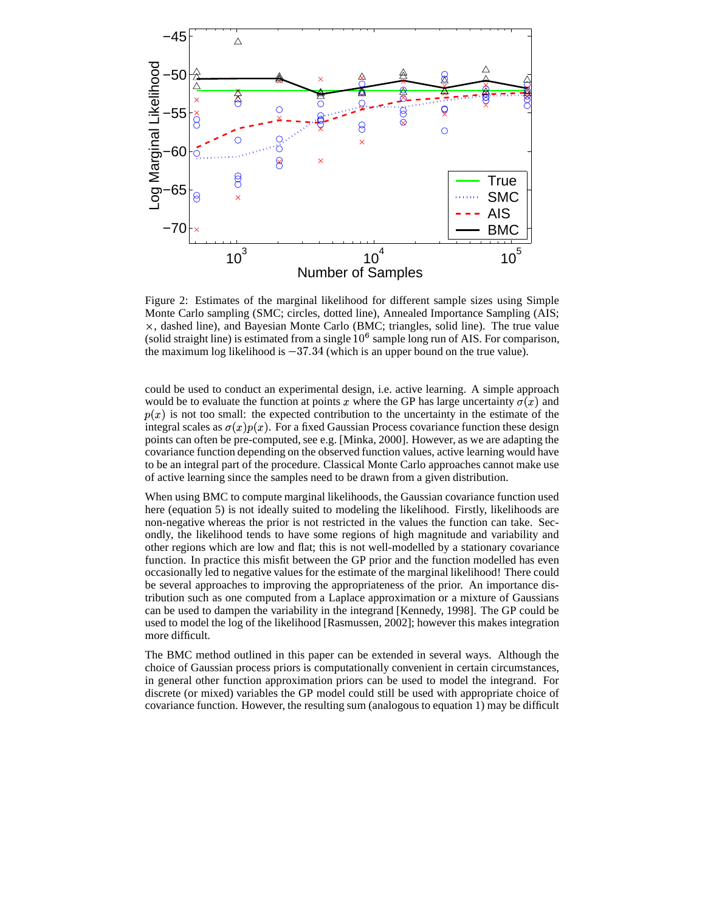Figure 2: Estimates of the marginal likelihood for different sample sizes using Simple Monte Carlo sampling (SMC; circles, dotted line), Annealed Importance Sampling (AIS; $\times$, dashed line), and Bayesian Monte Carlo (BMC; triangles, solid line). The true value (solid straight line) is estimated from a single $10^6$ sample long run of AIS. For comparison, the maximum log likelihood is $-37.34$ (which is an upper bound on the true value).

could be used to conduct an experimental design, i.e. active learning. A simple approach would be to evaluate the function at points $x$ where the GP has large uncertainty $\sigma(x)$ and $p(x)$ is not too small: the expected contribution to the uncertainty in the estimate of the integral scales as $\sigma(x)p(x)$. For a fixed Gaussian Process covariance function these design points can often be pre-computed, see e.g. [Minka, 2000]. However, as we are adapting the covariance function depending on the observed function values, active learning would have to be an integral part of the procedure. Classical Monte Carlo approaches cannot make use of active learning since the samples need to be drawn from a given distribution.

When using BMC to compute marginal likelihoods, the Gaussian covariance function used here (equation 5) is not ideally suited to modeling the likelihood. Firstly, likelihoods are non-negative whereas the prior is not restricted in the values the function can take. Secondly, the likelihood tends to have some regions of high magnitude and variability and other regions which are low and flat; this is not well-modelled by a stationary covariance function. In practice this misfit between the GP prior and the function modelled has even occasionally led to negative values for the estimate of the marginal likelihood! There could be several approaches to improving the appropriateness of the prior. An importance distribution such as one computed from a Laplace approximation or a mixture of Gaussians can be used to dampen the variability in the integrand [Kennedy, 1998]. The GP could be used to model the log of the likelihood [Rasmussen, 2002]; however this makes integration more difficult.

The BMC method outlined in this paper can be extended in several ways. Although the choice of Gaussian process priors is computationally convenient in certain circumstances, in general other function approximation priors can be used to model the integrand. For discrete (or mixed) variables the GP model could still be used with appropriate choice of covariance function. However, the resulting sum (analogous to equation 1) may be difficult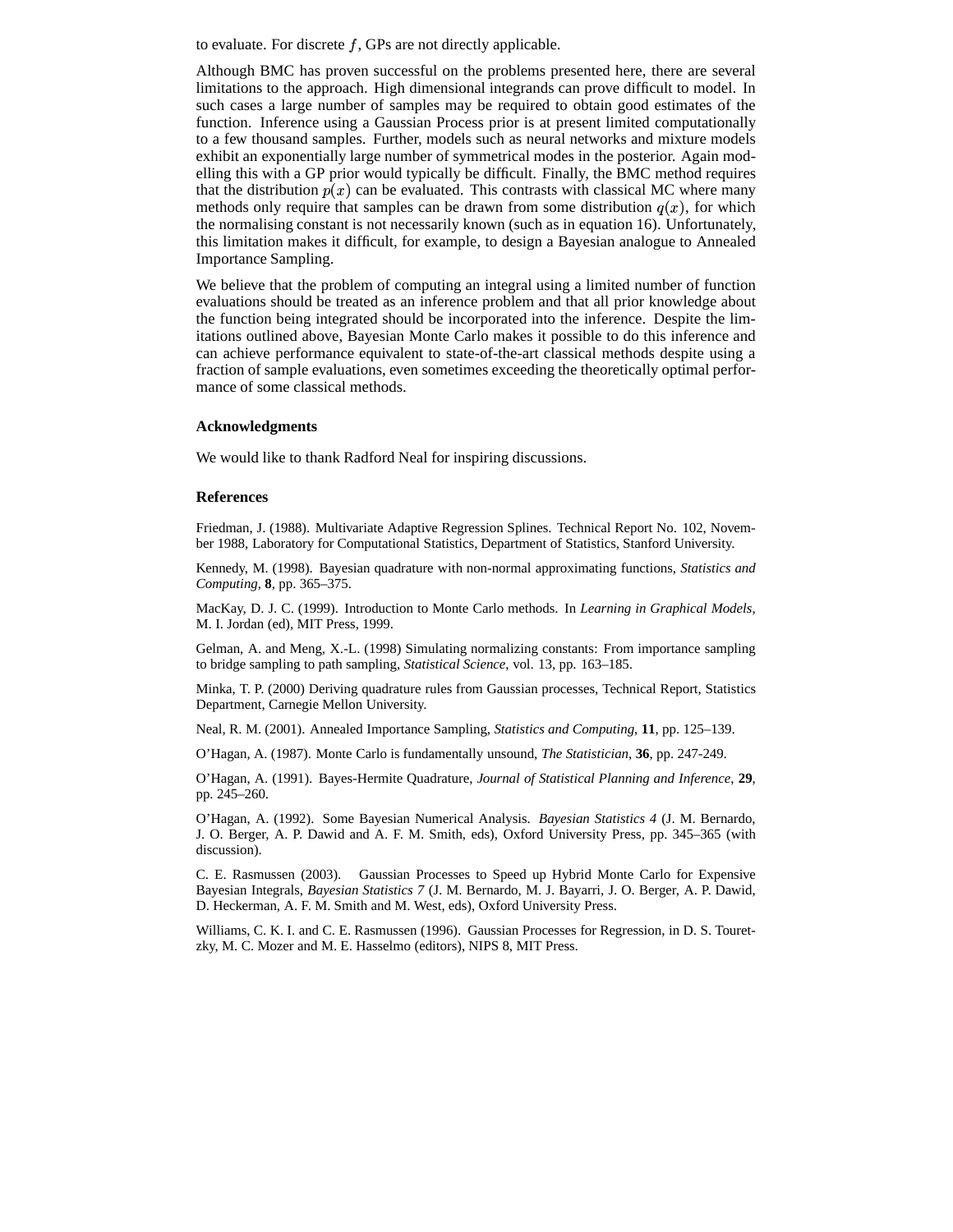to evaluate. For discrete $f$, GPs are not directly applicable.

Although BMC has proven successful on the problems presented here, there are several limitations to the approach. High dimensional integrands can prove difficult to model. In such cases a large number of samples may be required to obtain good estimates of the function. Inference using a Gaussian Process prior is at present limited computationally to a few thousand samples. Further, models such as neural networks and mixture models exhibit an exponentially large number of symmetrical modes in the posterior. Again modelling this with a GP prior would typically be difficult. Finally, the BMC method requires that the distribution $p(x)$ can be evaluated. This contrasts with classical MC where many methods only require that samples can be drawn from some distribution $q(x)$, for which the normalising constant is not necessarily known (such as in equation 16). Unfortunately, this limitation makes it difficult, for example, to design a Bayesian analogue to Annealed Importance Sampling.

We believe that the problem of computing an integral using a limited number of function evaluations should be treated as an inference problem and that all prior knowledge about the function being integrated should be incorporated into the inference. Despite the limitations outlined above, Bayesian Monte Carlo makes it possible to do this inference and can achieve performance equivalent to state-of-the-art classical methods despite using a fraction of sample evaluations, even sometimes exceeding the theoretically optimal performance of some classical methods.

### Acknowledgments

We would like to thank Radford Neal for inspiring discussions.

### References

Friedman, J. (1988). Multivariate Adaptive Regression Splines. Technical Report No. 102, November 1988, Laboratory for Computational Statistics, Department of Statistics, Stanford University.

Kennedy, M. (1998). Bayesian quadrature with non-normal approximating functions, *Statistics and Computing*, **8**, pp. 365–375.

MacKay, D. J. C. (1999). Introduction to Monte Carlo methods. In *Learning in Graphical Models*, M. I. Jordan (ed), MIT Press, 1999.

Gelman, A. and Meng, X.-L. (1998) Simulating normalizing constants: From importance sampling to bridge sampling to path sampling, *Statistical Science*, vol. 13, pp. 163–185.

Minka, T. P. (2000) Deriving quadrature rules from Gaussian processes, Technical Report, Statistics Department, Carnegie Mellon University.

Neal, R. M. (2001). Annealed Importance Sampling, *Statistics and Computing*, **11**, pp. 125–139.

O'Hagan, A. (1987). Monte Carlo is fundamentally unsound, *The Statistician*, **36**, pp. 247-249.

O'Hagan, A. (1991). Bayes-Hermite Quadrature, *Journal of Statistical Planning and Inference*, **29**, pp. 245–260.

O'Hagan, A. (1992). Some Bayesian Numerical Analysis. *Bayesian Statistics 4* (J. M. Bernardo, J. O. Berger, A. P. Dawid and A. F. M. Smith, eds), Oxford University Press, pp. 345–365 (with discussion).

C. E. Rasmussen (2003). Gaussian Processes to Speed up Hybrid Monte Carlo for Expensive Bayesian Integrals, *Bayesian Statistics 7* (J. M. Bernardo, M. J. Bayarri, J. O. Berger, A. P. Dawid, D. Heckerman, A. F. M. Smith and M. West, eds), Oxford University Press.

Williams, C. K. I. and C. E. Rasmussen (1996). Gaussian Processes for Regression, in D. S. Touretzky, M. C. Mozer and M. E. Hasselmo (editors), NIPS 8, MIT Press.